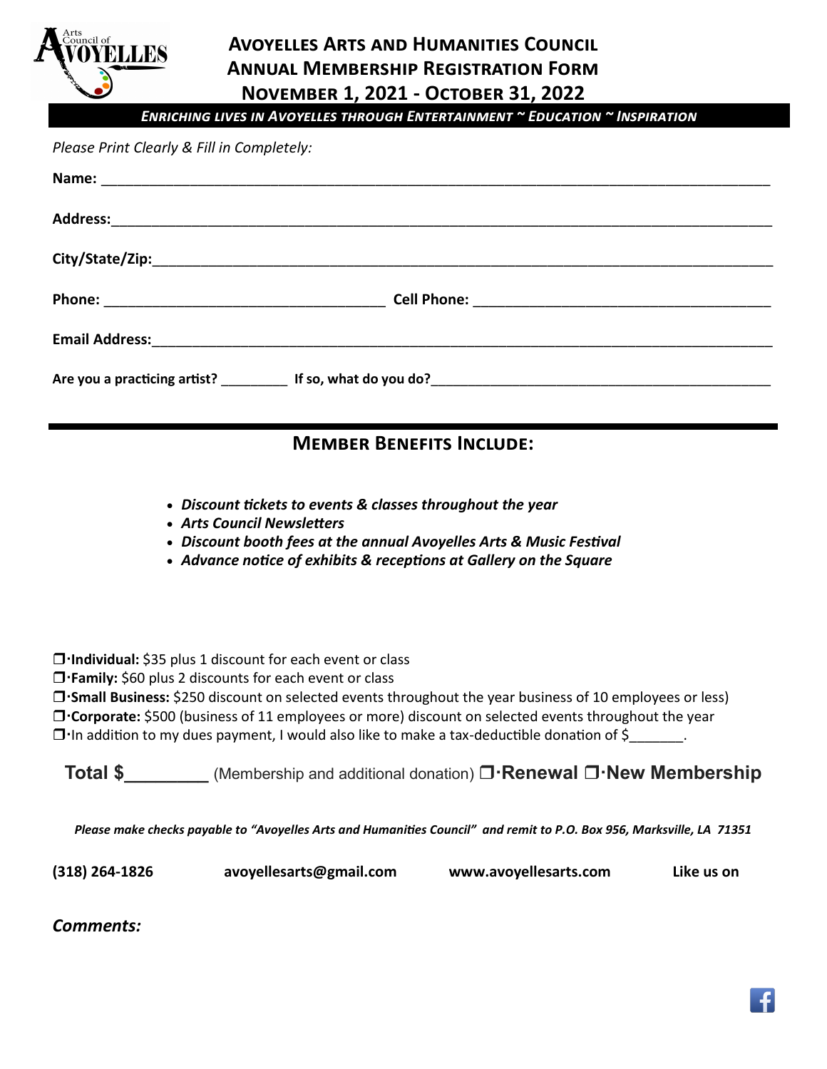# Avoyelles Arts and Humanities Council
## Annual Membership Registration Form
## November 1, 2021 - October 31, 2022

***Enriching lives in Avoyelles through Entertainment ~ Education ~ Inspiration***

*Please Print Clearly & Fill in Completely:*

**Name:** ______________________________________________________________________________

**Address:**_____________________________________________________________________________

**City/State/Zip:**_________________________________________________________________________

**Phone:** ________________________________ **Cell Phone:** _________________________________

**Email Address:**__________________________________________________________________________

**Are you a practicing artist?** _________ **If so, what do you do?**_________________________________

## Member Benefits Include:

- ***Discount tickets to events & classes throughout the year***
- ***Arts Council Newsletters***
- ***Discount booth fees at the annual Avoyelles Arts & Music Festival***
- ***Advance notice of exhibits & receptions at Gallery on the Square***

❒·**Individual:** $35 plus 1 discount for each event or class
❒·**Family:** $60 plus 2 discounts for each event or class
❒·**Small Business:** $250 discount on selected events throughout the year business of 10 employees or less)
❒·**Corporate:** $500 (business of 11 employees or more) discount on selected events throughout the year
❒·In addition to my dues payment, I would also like to make a tax-deductible donation of $_______.

**Total $________** (Membership and additional donation) ❒·**Renewal** ❒·**New Membership**

***Please make checks payable to "Avoyelles Arts and Humanities Council" and remit to P.O. Box 956, Marksville, LA 71351***

**(318) 264-1826** **avoyellesarts@gmail.com** **www.avoyellesarts.com** **Like us on**

***Comments:***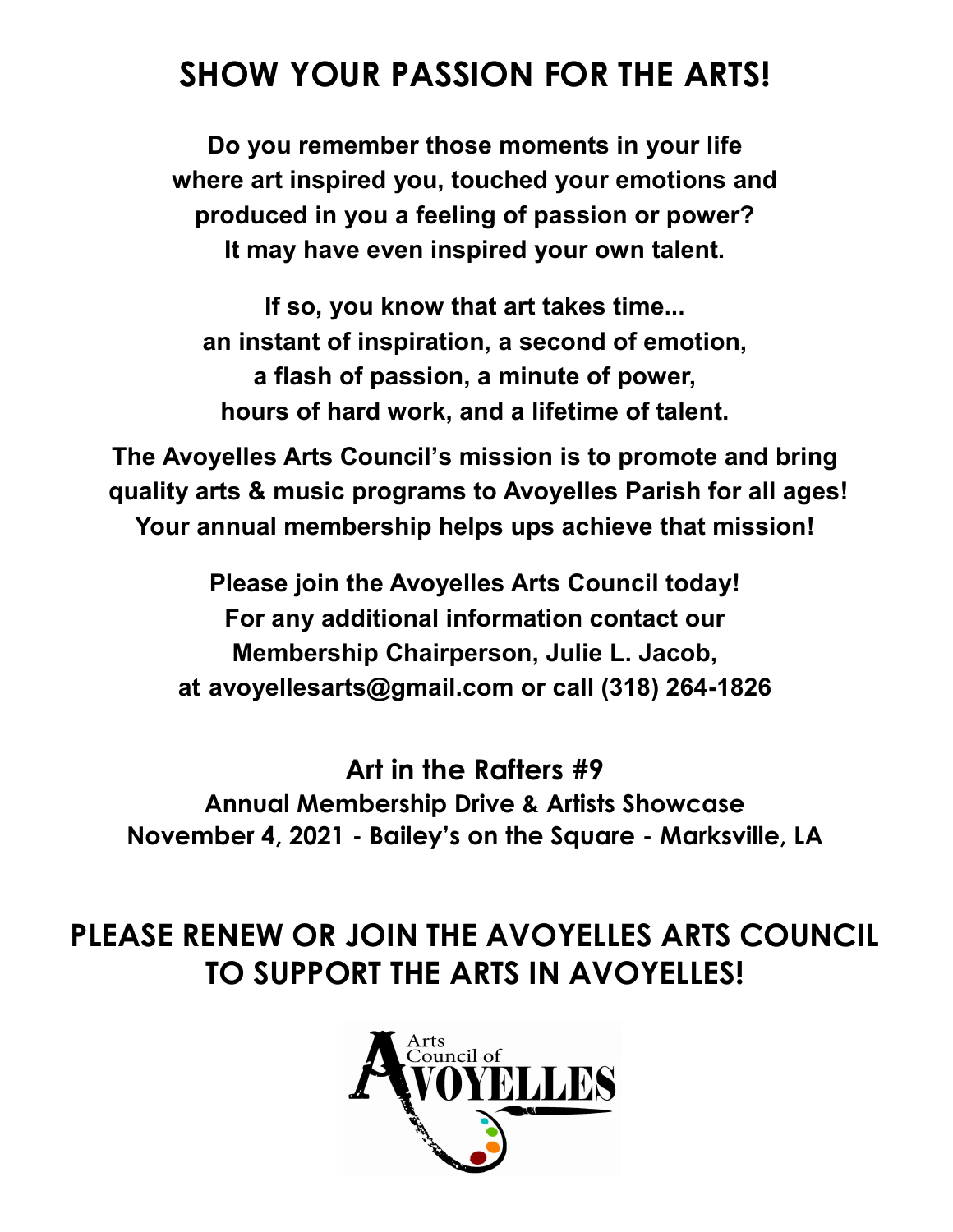# SHOW YOUR PASSION FOR THE ARTS!

**Do you remember those moments in your life where art inspired you, touched your emotions and produced in you a feeling of passion or power? It may have even inspired your own talent.**

**If so, you know that art takes time... an instant of inspiration, a second of emotion, a flash of passion, a minute of power, hours of hard work, and a lifetime of talent.**

**The Avoyelles Arts Council's mission is to promote and bring quality arts & music programs to Avoyelles Parish for all ages! Your annual membership helps ups achieve that mission!**

**Please join the Avoyelles Arts Council today! For any additional information contact our Membership Chairperson, Julie L. Jacob, at avoyellesarts@gmail.com or call (318) 264-1826**

## Art in the Rafters #9

**Annual Membership Drive & Artists Showcase**
**November 4, 2021 - Bailey's on the Square - Marksville, LA**

## PLEASE RENEW OR JOIN THE AVOYELLES ARTS COUNCIL TO SUPPORT THE ARTS IN AVOYELLES!

Arts Council of AVOYELLES